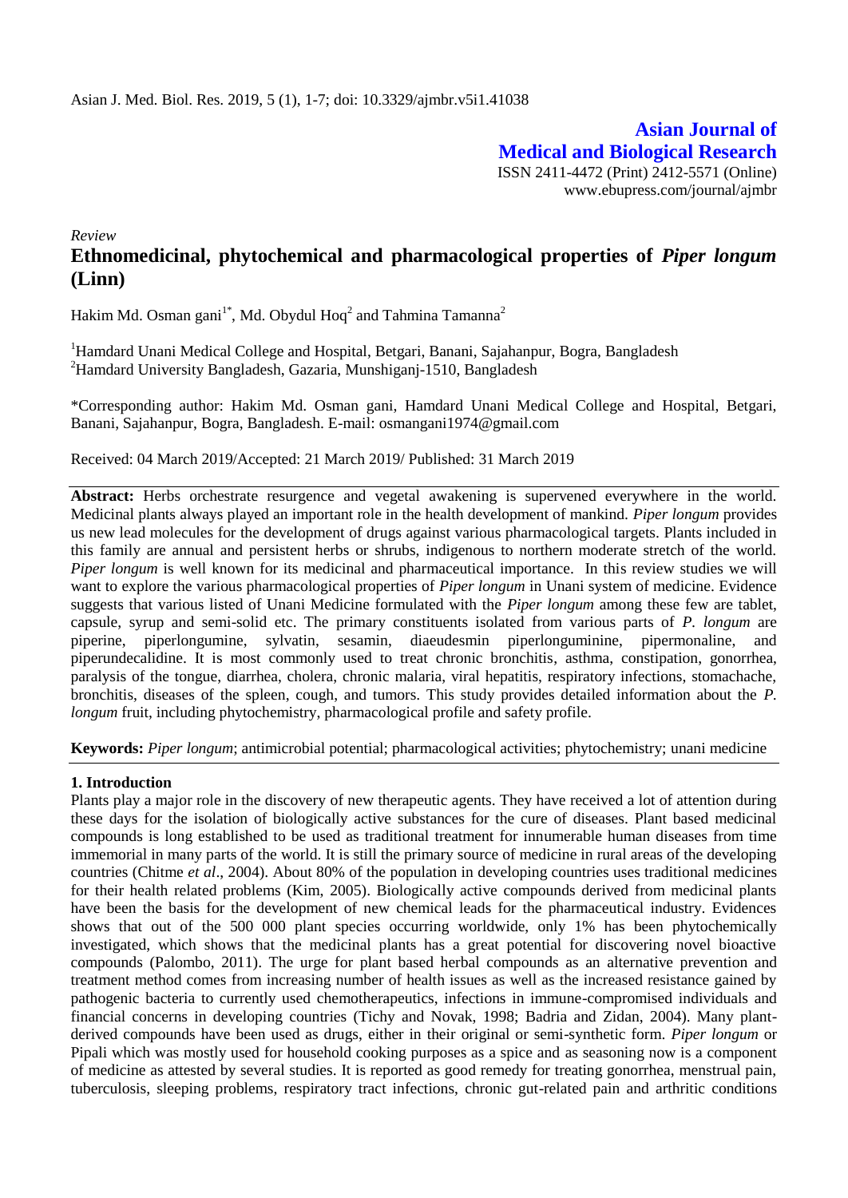Asian J. Med. Biol. Res. 2019, 5 (1), 1-7; doi: 10.3329/ajmbr.v5i1.41038

**Asian Journal of Medical and Biological Research**
ISSN 2411-4472 (Print) 2412-5571 (Online)
www.ebupress.com/journal/ajmbr

*Review*

# Ethnomedicinal, phytochemical and pharmacological properties of *Piper longum* (Linn)

Hakim Md. Osman gani[1*], Md. Obydul Hoq[2] and Tahmina Tamanna[2]

[1]Hamdard Unani Medical College and Hospital, Betgari, Banani, Sajahanpur, Bogra, Bangladesh
[2]Hamdard University Bangladesh, Gazaria, Munshiganj-1510, Bangladesh

*Corresponding author: Hakim Md. Osman gani, Hamdard Unani Medical College and Hospital, Betgari, Banani, Sajahanpur, Bogra, Bangladesh. E-mail: osmangani1974@gmail.com

Received: 04 March 2019/Accepted: 21 March 2019/ Published: 31 March 2019

**Abstract:** Herbs orchestrate resurgence and vegetal awakening is supervened everywhere in the world. Medicinal plants always played an important role in the health development of mankind. *Piper longum* provides us new lead molecules for the development of drugs against various pharmacological targets. Plants included in this family are annual and persistent herbs or shrubs, indigenous to northern moderate stretch of the world. *Piper longum* is well known for its medicinal and pharmaceutical importance. In this review studies we will want to explore the various pharmacological properties of *Piper longum* in Unani system of medicine. Evidence suggests that various listed of Unani Medicine formulated with the *Piper longum* among these few are tablet, capsule, syrup and semi-solid etc. The primary constituents isolated from various parts of *P. longum* are piperine, piperlongumine, sylvatin, sesamin, diaeudesmin piperlonguminine, pipermonaline, and piperundecalidine. It is most commonly used to treat chronic bronchitis, asthma, constipation, gonorrhea, paralysis of the tongue, diarrhea, cholera, chronic malaria, viral hepatitis, respiratory infections, stomachache, bronchitis, diseases of the spleen, cough, and tumors. This study provides detailed information about the *P. longum* fruit, including phytochemistry, pharmacological profile and safety profile.

**Keywords:** *Piper longum*; antimicrobial potential; pharmacological activities; phytochemistry; unani medicine

## 1. Introduction

Plants play a major role in the discovery of new therapeutic agents. They have received a lot of attention during these days for the isolation of biologically active substances for the cure of diseases. Plant based medicinal compounds is long established to be used as traditional treatment for innumerable human diseases from time immemorial in many parts of the world. It is still the primary source of medicine in rural areas of the developing countries (Chitme *et al*., 2004). About 80% of the population in developing countries uses traditional medicines for their health related problems (Kim, 2005). Biologically active compounds derived from medicinal plants have been the basis for the development of new chemical leads for the pharmaceutical industry. Evidences shows that out of the 500 000 plant species occurring worldwide, only 1% has been phytochemically investigated, which shows that the medicinal plants has a great potential for discovering novel bioactive compounds (Palombo, 2011). The urge for plant based herbal compounds as an alternative prevention and treatment method comes from increasing number of health issues as well as the increased resistance gained by pathogenic bacteria to currently used chemotherapeutics, infections in immune-compromised individuals and financial concerns in developing countries (Tichy and Novak, 1998; Badria and Zidan, 2004). Many plant-derived compounds have been used as drugs, either in their original or semi-synthetic form. *Piper longum* or Pipali which was mostly used for household cooking purposes as a spice and as seasoning now is a component of medicine as attested by several studies. It is reported as good remedy for treating gonorrhea, menstrual pain, tuberculosis, sleeping problems, respiratory tract infections, chronic gut-related pain and arthritic conditions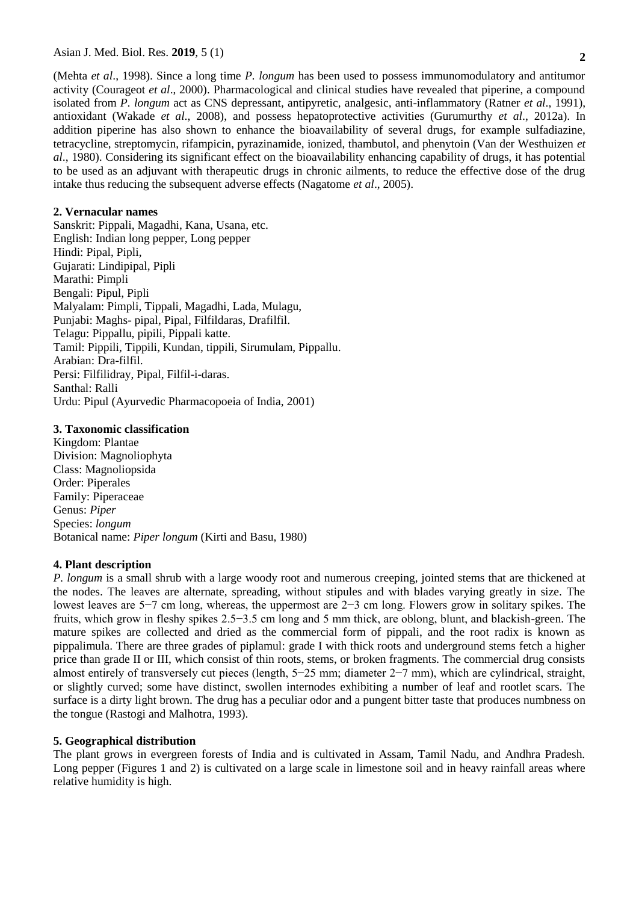(Mehta *et al*., 1998). Since a long time *P. longum* has been used to possess immunomodulatory and antitumor activity (Courageot *et al*., 2000). Pharmacological and clinical studies have revealed that piperine, a compound isolated from *P. longum* act as CNS depressant, antipyretic, analgesic, anti-inflammatory (Ratner *et al*., 1991), antioxidant (Wakade *et al*., 2008), and possess hepatoprotective activities (Gurumurthy *et al*., 2012a). In addition piperine has also shown to enhance the bioavailability of several drugs, for example sulfadiazine, tetracycline, streptomycin, rifampicin, pyrazinamide, ionized, thambutol, and phenytoin (Van der Westhuizen *et al*., 1980). Considering its significant effect on the bioavailability enhancing capability of drugs, it has potential to be used as an adjuvant with therapeutic drugs in chronic ailments, to reduce the effective dose of the drug intake thus reducing the subsequent adverse effects (Nagatome *et al*., 2005).

## 2. Vernacular names

Sanskrit: Pippali, Magadhi, Kana, Usana, etc.
English: Indian long pepper, Long pepper
Hindi: Pipal, Pipli,
Gujarati: Lindipipal, Pipli
Marathi: Pimpli
Bengali: Pipul, Pipli
Malyalam: Pimpli, Tippali, Magadhi, Lada, Mulagu,
Punjabi: Maghs- pipal, Pipal, Filfildaras, Drafilfil.
Telagu: Pippallu, pipili, Pippali katte.
Tamil: Pippili, Tippili, Kundan, tippili, Sirumulam, Pippallu.
Arabian: Dra-filfil.
Persi: Filfilidray, Pipal, Filfil-i-daras.
Santhal: Ralli
Urdu: Pipul (Ayurvedic Pharmacopoeia of India, 2001)

## 3. Taxonomic classification

Kingdom: Plantae
Division: Magnoliophyta
Class: Magnoliopsida
Order: Piperales
Family: Piperaceae
Genus: *Piper*
Species: *longum*
Botanical name: *Piper longum* (Kirti and Basu, 1980)

## 4. Plant description

*P. longum* is a small shrub with a large woody root and numerous creeping, jointed stems that are thickened at the nodes. The leaves are alternate, spreading, without stipules and with blades varying greatly in size. The lowest leaves are 5−7 cm long, whereas, the uppermost are 2−3 cm long. Flowers grow in solitary spikes. The fruits, which grow in fleshy spikes 2.5−3.5 cm long and 5 mm thick, are oblong, blunt, and blackish-green. The mature spikes are collected and dried as the commercial form of pippali, and the root radix is known as pippalimula. There are three grades of piplamul: grade I with thick roots and underground stems fetch a higher price than grade II or III, which consist of thin roots, stems, or broken fragments. The commercial drug consists almost entirely of transversely cut pieces (length, 5−25 mm; diameter 2−7 mm), which are cylindrical, straight, or slightly curved; some have distinct, swollen internodes exhibiting a number of leaf and rootlet scars. The surface is a dirty light brown. The drug has a peculiar odor and a pungent bitter taste that produces numbness on the tongue (Rastogi and Malhotra, 1993).

## 5. Geographical distribution

The plant grows in evergreen forests of India and is cultivated in Assam, Tamil Nadu, and Andhra Pradesh. Long pepper (Figures 1 and 2) is cultivated on a large scale in limestone soil and in heavy rainfall areas where relative humidity is high.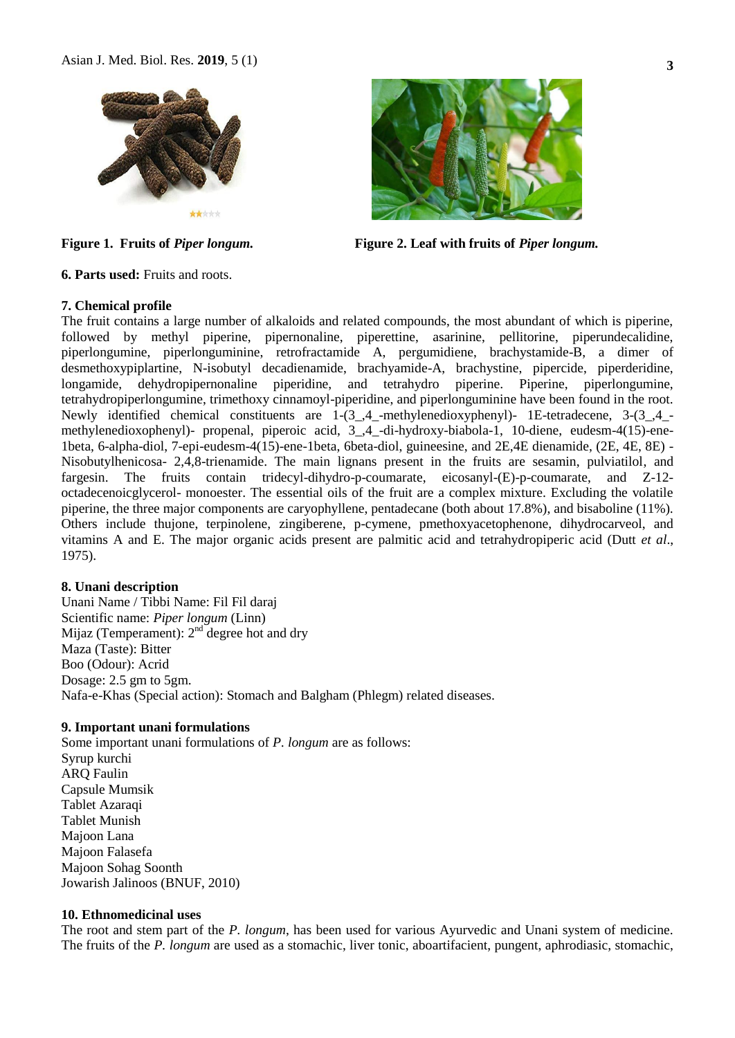**Figure 1. Fruits of *Piper longum.***

**Figure 2. Leaf with fruits of *Piper longum.***

**6. Parts used:** Fruits and roots.

**7. Chemical profile**

The fruit contains a large number of alkaloids and related compounds, the most abundant of which is piperine, followed by methyl piperine, pipernonaline, piperettine, asarinine, pellitorine, piperundecalidine, piperlongumine, piperlonguminine, retrofractamide A, pergumidiene, brachystamide-B, a dimer of desmethoxypiplartine, N-isobutyl decadienamide, brachyamide-A, brachystine, pipercide, piperderidine, longamide, dehydropipernonaline piperidine, and tetrahydro piperine. Piperine, piperlongumine, tetrahydropiperlongumine, trimethoxy cinnamoyl-piperidine, and piperlonguminine have been found in the root. Newly identified chemical constituents are 1-(3_,4_-methylenedioxyphenyl)- 1E-tetradecene, 3-(3_,4_-methylenedioxophenyl)- propenal, piperoic acid, 3_,4_-di-hydroxy-biabola-1, 10-diene, eudesm-4(15)-ene-1beta, 6-alpha-diol, 7-epi-eudesm-4(15)-ene-1beta, 6beta-diol, guineesine, and 2E,4E dienamide, (2E, 4E, 8E) - Nisobutylhenicosa- 2,4,8-trienamide. The main lignans present in the fruits are sesamin, pulviatilol, and fargesin. The fruits contain tridecyl-dihydro-p-coumarate, eicosanyl-(E)-p-coumarate, and Z-12-octadecenoicglycerol- monoester. The essential oils of the fruit are a complex mixture. Excluding the volatile piperine, the three major components are caryophyllene, pentadecane (both about 17.8%), and bisaboline (11%). Others include thujone, terpinolene, zingiberene, p-cymene, pmethoxyacetophenone, dihydrocarveol, and vitamins A and E. The major organic acids present are palmitic acid and tetrahydropiperic acid (Dutt *et al*., 1975).

**8. Unani description**

Unani Name / Tibbi Name: Fil Fil daraj
Scientific name: *Piper longum* (Linn)
Mijaz (Temperament): 2$^{nd}$ degree hot and dry
Maza (Taste): Bitter
Boo (Odour): Acrid
Dosage: 2.5 gm to 5gm.
Nafa-e-Khas (Special action): Stomach and Balgham (Phlegm) related diseases.

**9. Important unani formulations**

Some important unani formulations of *P. longum* are as follows:
Syrup kurchi
ARQ Faulin
Capsule Mumsik
Tablet Azaraqi
Tablet Munish
Majoon Lana
Majoon Falasefa
Majoon Sohag Soonth
Jowarish Jalinoos (BNUF, 2010)

**10. Ethnomedicinal uses**

The root and stem part of the *P. longum*, has been used for various Ayurvedic and Unani system of medicine. The fruits of the *P. longum* are used as a stomachic, liver tonic, aboartifacient, pungent, aphrodiasic, stomachic,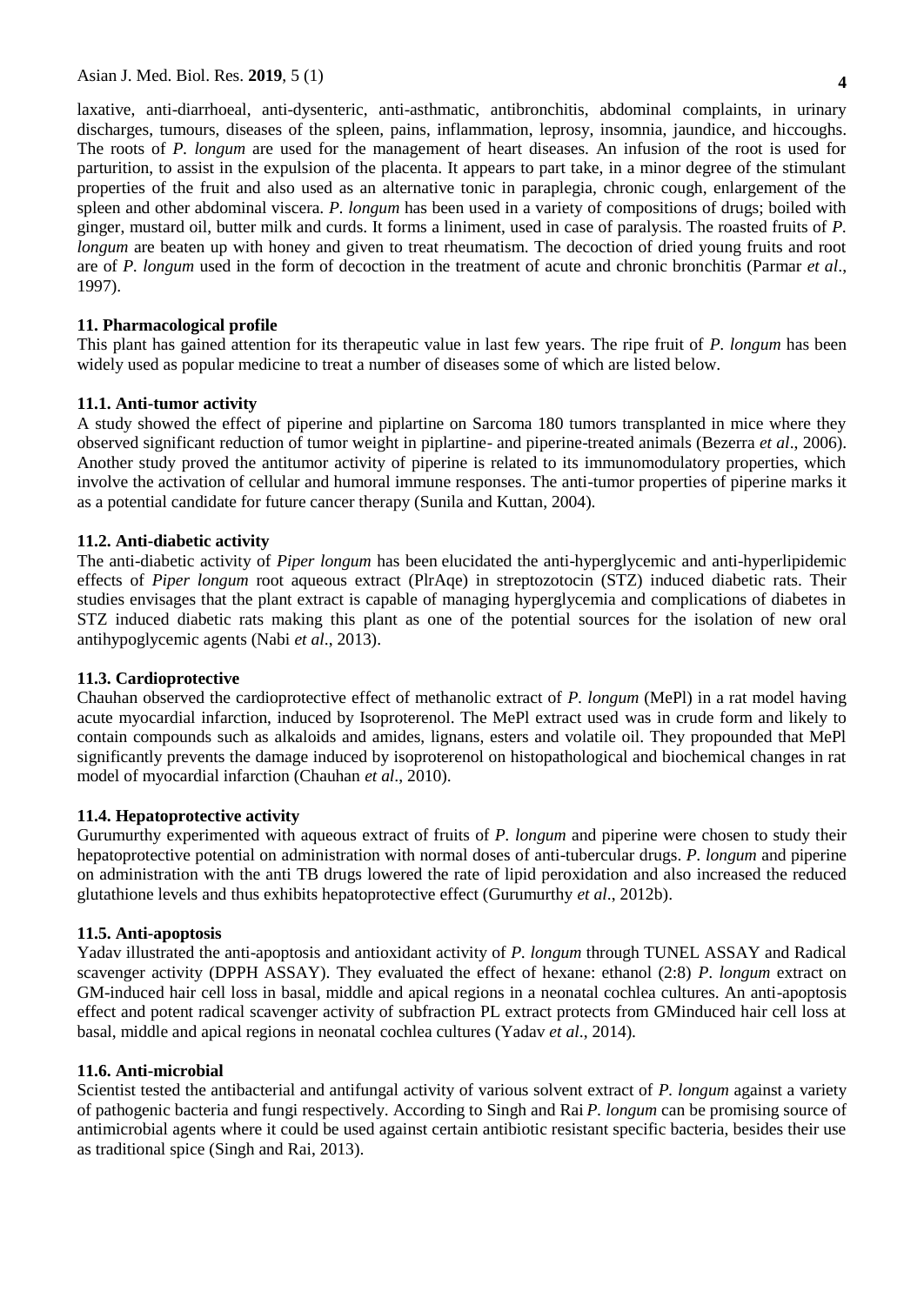laxative, anti-diarrhoeal, anti-dysenteric, anti-asthmatic, antibronchitis, abdominal complaints, in urinary discharges, tumours, diseases of the spleen, pains, inflammation, leprosy, insomnia, jaundice, and hiccoughs. The roots of *P. longum* are used for the management of heart diseases. An infusion of the root is used for parturition, to assist in the expulsion of the placenta. It appears to part take, in a minor degree of the stimulant properties of the fruit and also used as an alternative tonic in paraplegia, chronic cough, enlargement of the spleen and other abdominal viscera. *P. longum* has been used in a variety of compositions of drugs; boiled with ginger, mustard oil, butter milk and curds. It forms a liniment, used in case of paralysis. The roasted fruits of *P. longum* are beaten up with honey and given to treat rheumatism. The decoction of dried young fruits and root are of *P. longum* used in the form of decoction in the treatment of acute and chronic bronchitis (Parmar *et al*., 1997).

### 11. Pharmacological profile

This plant has gained attention for its therapeutic value in last few years. The ripe fruit of *P. longum* has been widely used as popular medicine to treat a number of diseases some of which are listed below.

#### 11.1. Anti-tumor activity

A study showed the effect of piperine and piplartine on Sarcoma 180 tumors transplanted in mice where they observed significant reduction of tumor weight in piplartine- and piperine-treated animals (Bezerra *et al*., 2006). Another study proved the antitumor activity of piperine is related to its immunomodulatory properties, which involve the activation of cellular and humoral immune responses. The anti-tumor properties of piperine marks it as a potential candidate for future cancer therapy (Sunila and Kuttan, 2004).

#### 11.2. Anti-diabetic activity

The anti-diabetic activity of *Piper longum* has been elucidated the anti-hyperglycemic and anti-hyperlipidemic effects of *Piper longum* root aqueous extract (PlrAqe) in streptozotocin (STZ) induced diabetic rats. Their studies envisages that the plant extract is capable of managing hyperglycemia and complications of diabetes in STZ induced diabetic rats making this plant as one of the potential sources for the isolation of new oral antihypoglycemic agents (Nabi *et al*., 2013).

#### 11.3. Cardioprotective

Chauhan observed the cardioprotective effect of methanolic extract of *P. longum* (MePl) in a rat model having acute myocardial infarction, induced by Isoproterenol. The MePl extract used was in crude form and likely to contain compounds such as alkaloids and amides, lignans, esters and volatile oil. They propounded that MePl significantly prevents the damage induced by isoproterenol on histopathological and biochemical changes in rat model of myocardial infarction (Chauhan *et al*., 2010).

#### 11.4. Hepatoprotective activity

Gurumurthy experimented with aqueous extract of fruits of *P. longum* and piperine were chosen to study their hepatoprotective potential on administration with normal doses of anti-tubercular drugs. *P. longum* and piperine on administration with the anti TB drugs lowered the rate of lipid peroxidation and also increased the reduced glutathione levels and thus exhibits hepatoprotective effect (Gurumurthy *et al*., 2012b).

#### 11.5. Anti-apoptosis

Yadav illustrated the anti-apoptosis and antioxidant activity of *P. longum* through TUNEL ASSAY and Radical scavenger activity (DPPH ASSAY). They evaluated the effect of hexane: ethanol (2:8) *P. longum* extract on GM-induced hair cell loss in basal, middle and apical regions in a neonatal cochlea cultures. An anti-apoptosis effect and potent radical scavenger activity of subfraction PL extract protects from GMinduced hair cell loss at basal, middle and apical regions in neonatal cochlea cultures (Yadav *et al*., 2014).

#### 11.6. Anti-microbial

Scientist tested the antibacterial and antifungal activity of various solvent extract of *P. longum* against a variety of pathogenic bacteria and fungi respectively. According to Singh and Rai *P. longum* can be promising source of antimicrobial agents where it could be used against certain antibiotic resistant specific bacteria, besides their use as traditional spice (Singh and Rai, 2013).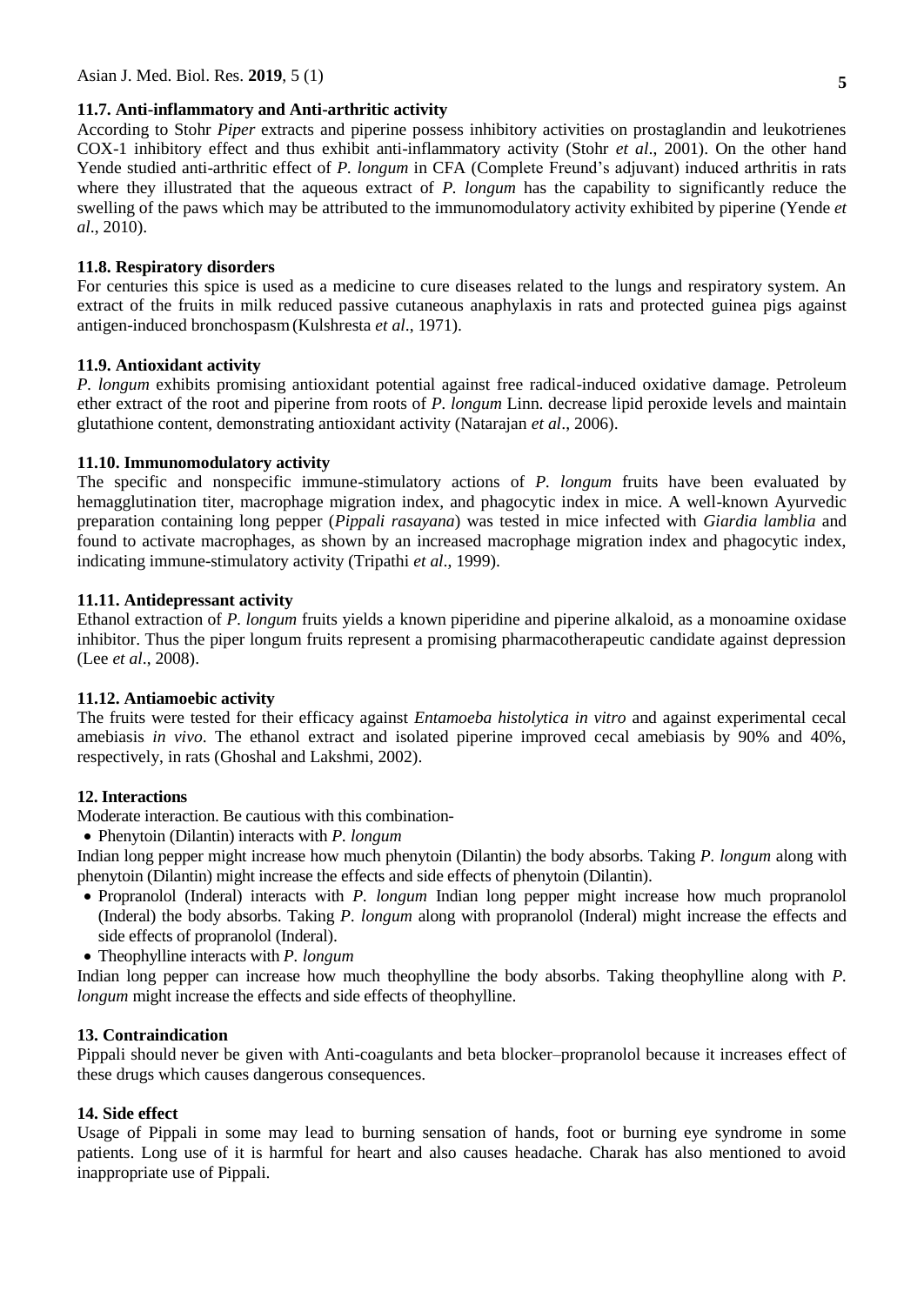### 11.7. Anti-inflammatory and Anti-arthritic activity

According to Stohr *Piper* extracts and piperine possess inhibitory activities on prostaglandin and leukotrienes COX-1 inhibitory effect and thus exhibit anti-inflammatory activity (Stohr *et al*., 2001). On the other hand Yende studied anti-arthritic effect of *P. longum* in CFA (Complete Freund's adjuvant) induced arthritis in rats where they illustrated that the aqueous extract of *P. longum* has the capability to significantly reduce the swelling of the paws which may be attributed to the immunomodulatory activity exhibited by piperine (Yende *et al*., 2010).

### 11.8. Respiratory disorders

For centuries this spice is used as a medicine to cure diseases related to the lungs and respiratory system. An extract of the fruits in milk reduced passive cutaneous anaphylaxis in rats and protected guinea pigs against antigen-induced bronchospasm (Kulshresta *et al*., 1971).

### 11.9. Antioxidant activity

*P. longum* exhibits promising antioxidant potential against free radical-induced oxidative damage. Petroleum ether extract of the root and piperine from roots of *P. longum* Linn. decrease lipid peroxide levels and maintain glutathione content, demonstrating antioxidant activity (Natarajan *et al*., 2006).

### 11.10. Immunomodulatory activity

The specific and nonspecific immune-stimulatory actions of *P. longum* fruits have been evaluated by hemagglutination titer, macrophage migration index, and phagocytic index in mice. A well-known Ayurvedic preparation containing long pepper (*Pippali rasayana*) was tested in mice infected with *Giardia lamblia* and found to activate macrophages, as shown by an increased macrophage migration index and phagocytic index, indicating immune-stimulatory activity (Tripathi *et al*., 1999).

### 11.11. Antidepressant activity

Ethanol extraction of *P. longum* fruits yields a known piperidine and piperine alkaloid, as a monoamine oxidase inhibitor. Thus the piper longum fruits represent a promising pharmacotherapeutic candidate against depression (Lee *et al*., 2008).

### 11.12. Antiamoebic activity

The fruits were tested for their efficacy against *Entamoeba histolytica in vitro* and against experimental cecal amebiasis *in vivo*. The ethanol extract and isolated piperine improved cecal amebiasis by 90% and 40%, respectively, in rats (Ghoshal and Lakshmi, 2002).

## 12. Interactions

Moderate interaction. Be cautious with this combination-

- Phenytoin (Dilantin) interacts with *P. longum*

Indian long pepper might increase how much phenytoin (Dilantin) the body absorbs. Taking *P. longum* along with phenytoin (Dilantin) might increase the effects and side effects of phenytoin (Dilantin).

- Propranolol (Inderal) interacts with *P. longum* Indian long pepper might increase how much propranolol (Inderal) the body absorbs. Taking *P. longum* along with propranolol (Inderal) might increase the effects and side effects of propranolol (Inderal).
- Theophylline interacts with *P. longum*

Indian long pepper can increase how much theophylline the body absorbs. Taking theophylline along with *P. longum* might increase the effects and side effects of theophylline.

## 13. Contraindication

Pippali should never be given with Anti-coagulants and beta blocker–propranolol because it increases effect of these drugs which causes dangerous consequences.

## 14. Side effect

Usage of Pippali in some may lead to burning sensation of hands, foot or burning eye syndrome in some patients. Long use of it is harmful for heart and also causes headache. Charak has also mentioned to avoid inappropriate use of Pippali.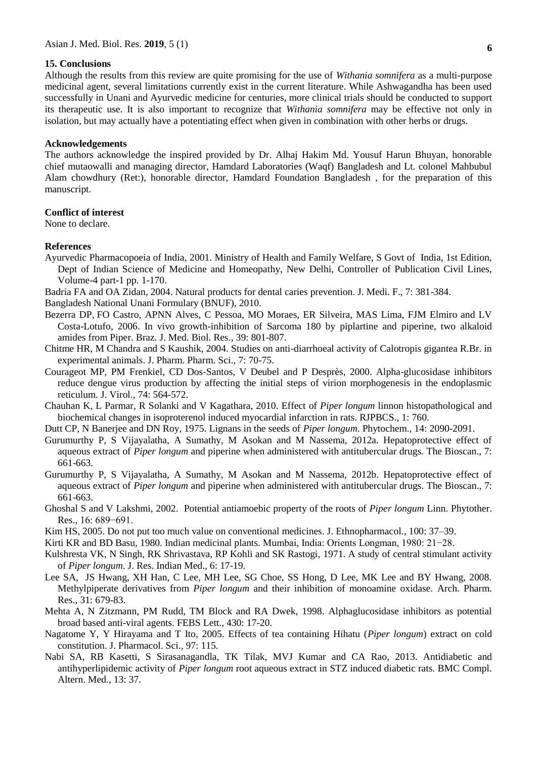## 15. Conclusions

Although the results from this review are quite promising for the use of *Withania somnifera* as a multi-purpose medicinal agent, several limitations currently exist in the current literature. While Ashwagandha has been used successfully in Unani and Ayurvedic medicine for centuries, more clinical trials should be conducted to support its therapeutic use. It is also important to recognize that *Withania somnifera* may be effective not only in isolation, but may actually have a potentiating effect when given in combination with other herbs or drugs.

## Acknowledgements

The authors acknowledge the inspired provided by Dr. Alhaj Hakim Md. Yousuf Harun Bhuyan, honorable chief mutaowalli and managing director, Hamdard Laboratories (Waqf) Bangladesh and Lt. colonel Mahbubul Alam chowdhury (Ret:), honorable director, Hamdard Foundation Bangladesh , for the preparation of this manuscript.

## Conflict of interest

None to declare.

## References

Ayurvedic Pharmacopoeia of India, 2001. Ministry of Health and Family Welfare, S Govt of India, 1st Edition, Dept of Indian Science of Medicine and Homeopathy, New Delhi, Controller of Publication Civil Lines, Volume-4 part-1 pp. 1-170.

Badria FA and OA Zidan, 2004. Natural products for dental caries prevention. J. Medi. F., 7: 381-384.

Bangladesh National Unani Formulary (BNUF), 2010.

Bezerra DP, FO Castro, APNN Alves, C Pessoa, MO Moraes, ER Silveira, MAS Lima, FJM Elmiro and LV Costa-Lotufo, 2006. In vivo growth-inhibition of Sarcoma 180 by piplartine and piperine, two alkaloid amides from Piper. Braz. J. Med. Biol. Res., 39: 801-807.

Chitme HR, M Chandra and S Kaushik, 2004. Studies on anti-diarrhoeal activity of Calotropis gigantea R.Br. in experimental animals. J. Pharm. Pharm. Sci., 7: 70-75.

Courageot MP, PM Frenkiel, CD Dos-Santos, V Deubel and P Desprès, 2000. Alpha-glucosidase inhibitors reduce dengue virus production by affecting the initial steps of virion morphogenesis in the endoplasmic reticulum. J. Virol., 74: 564-572.

Chauhan K, L Parmar, R Solanki and V Kagathara, 2010. Effect of *Piper longum* linnon histopathological and biochemical changes in isoproterenol induced myocardial infarction in rats. RJPBCS., 1: 760.

Dutt CP, N Banerjee and DN Roy, 1975. Lignans in the seeds of *Piper longum*. Phytochem., 14: 2090-2091.

Gurumurthy P, S Vijayalatha, A Sumathy, M Asokan and M Nassema, 2012a. Hepatoprotective effect of aqueous extract of *Piper longum* and piperine when administered with antitubercular drugs. The Bioscan., 7: 661-663.

Gurumurthy P, S Vijayalatha, A Sumathy, M Asokan and M Nassema, 2012b. Hepatoprotective effect of aqueous extract of *Piper longum* and piperine when administered with antitubercular drugs. The Bioscan., 7: 661-663.

Ghoshal S and V Lakshmi, 2002. Potential antiamoebic property of the roots of *Piper longum* Linn. Phytother. Res., 16: 689−691.

Kim HS, 2005. Do not put too much value on conventional medicines. J. Ethnopharmacol., 100: 37–39.

Kirti KR and BD Basu, 1980. Indian medicinal plants. Mumbai, India: Orients Longman, 1980: 21−28.

Kulshresta VK, N Singh, RK Shrivastava, RP Kohli and SK Rastogi, 1971. A study of central stimulant activity of *Piper longum*. J. Res. Indian Med., 6: 17-19.

Lee SA, JS Hwang, XH Han, C Lee, MH Lee, SG Choe, SS Hong, D Lee, MK Lee and BY Hwang, 2008. Methylpiperate derivatives from *Piper longum* and their inhibition of monoamine oxidase. Arch. Pharm. Res., 31: 679-83.

Mehta A, N Zitzmann, PM Rudd, TM Block and RA Dwek, 1998. Alphaglucosidase inhibitors as potential broad based anti-viral agents. FEBS Lett., 430: 17-20.

Nagatome Y, Y Hirayama and T Ito, 2005. Effects of tea containing Hihatu (*Piper longum*) extract on cold constitution. J. Pharmacol. Sci., 97: 115.

Nabi SA, RB Kasetti, S Sirasanagandla, TK Tilak, MVJ Kumar and CA Rao, 2013. Antidiabetic and antihyperlipidemic activity of *Piper longum* root aqueous extract in STZ induced diabetic rats. BMC Compl. Altern. Med., 13: 37.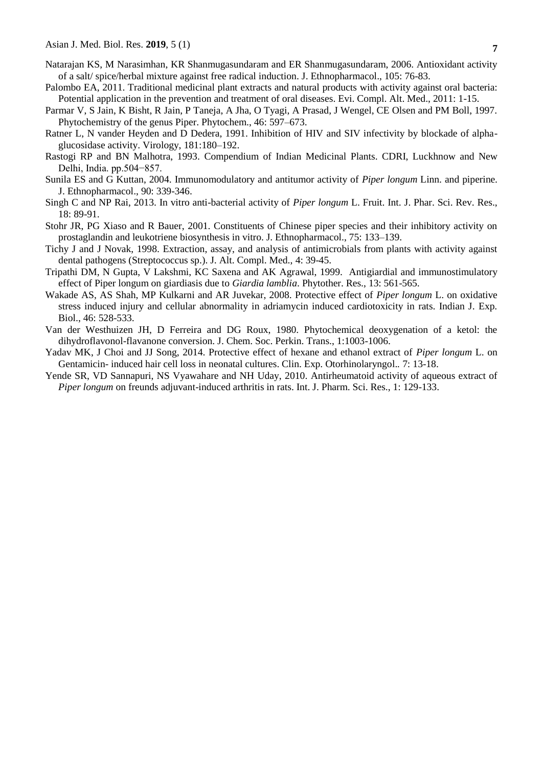Natarajan KS, M Narasimhan, KR Shanmugasundaram and ER Shanmugasundaram, 2006. Antioxidant activity of a salt/ spice/herbal mixture against free radical induction. J. Ethnopharmacol., 105: 76-83.

Palombo EA, 2011. Traditional medicinal plant extracts and natural products with activity against oral bacteria: Potential application in the prevention and treatment of oral diseases. Evi. Compl. Alt. Med., 2011: 1-15.

Parmar V, S Jain, K Bisht, R Jain, P Taneja, A Jha, O Tyagi, A Prasad, J Wengel, CE Olsen and PM Boll, 1997. Phytochemistry of the genus Piper. Phytochem., 46: 597–673.

Ratner L, N vander Heyden and D Dedera, 1991. Inhibition of HIV and SIV infectivity by blockade of alpha-glucosidase activity. Virology, 181:180–192.

Rastogi RP and BN Malhotra, 1993. Compendium of Indian Medicinal Plants. CDRI, Luckhnow and New Delhi, India. pp.504−857.

Sunila ES and G Kuttan, 2004. Immunomodulatory and antitumor activity of *Piper longum* Linn. and piperine. J. Ethnopharmacol., 90: 339-346.

Singh C and NP Rai, 2013. In vitro anti-bacterial activity of *Piper longum* L. Fruit. Int. J. Phar. Sci. Rev. Res., 18: 89-91.

Stohr JR, PG Xiaso and R Bauer, 2001. Constituents of Chinese piper species and their inhibitory activity on prostaglandin and leukotriene biosynthesis in vitro. J. Ethnopharmacol., 75: 133–139.

Tichy J and J Novak, 1998. Extraction, assay, and analysis of antimicrobials from plants with activity against dental pathogens (Streptococcus sp.). J. Alt. Compl. Med., 4: 39-45.

Tripathi DM, N Gupta, V Lakshmi, KC Saxena and AK Agrawal, 1999. Antigiardial and immunostimulatory effect of Piper longum on giardiasis due to *Giardia lamblia*. Phytother. Res., 13: 561-565.

Wakade AS, AS Shah, MP Kulkarni and AR Juvekar, 2008. Protective effect of *Piper longum* L. on oxidative stress induced injury and cellular abnormality in adriamycin induced cardiotoxicity in rats. Indian J. Exp. Biol., 46: 528-533.

Van der Westhuizen JH, D Ferreira and DG Roux, 1980. Phytochemical deoxygenation of a ketol: the dihydroflavonol-flavanone conversion. J. Chem. Soc. Perkin. Trans., 1:1003-1006.

Yadav MK, J Choi and JJ Song, 2014. Protective effect of hexane and ethanol extract of *Piper longum* L. on Gentamicin- induced hair cell loss in neonatal cultures. Clin. Exp. Otorhinolaryngol.. 7: 13-18.

Yende SR, VD Sannapuri, NS Vyawahare and NH Uday, 2010. Antirheumatoid activity of aqueous extract of *Piper longum* on freunds adjuvant-induced arthritis in rats. Int. J. Pharm. Sci. Res., 1: 129-133.